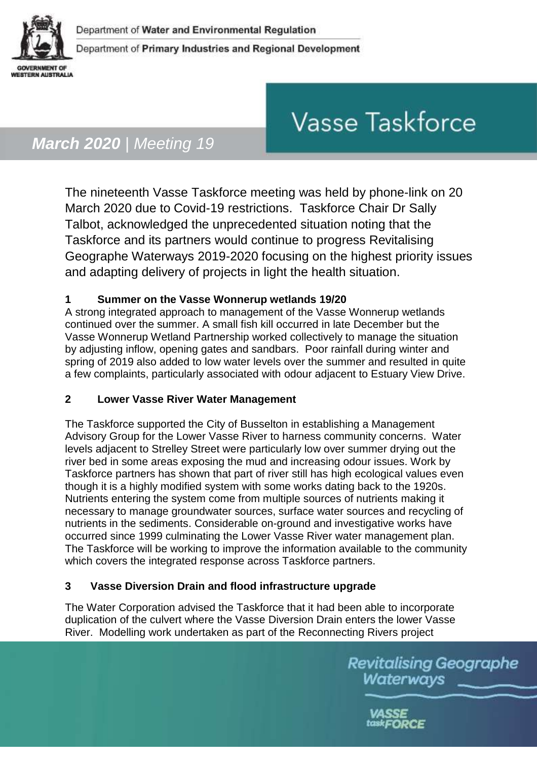Department of Water and Environmental Regulation

Department of Primary Industries and Regional Development

# Vasse Taskforce

***March 2020** | Meeting 19*

The nineteenth Vasse Taskforce meeting was held by phone-link on 20 March 2020 due to Covid-19 restrictions. Taskforce Chair Dr Sally Talbot, acknowledged the unprecedented situation noting that the Taskforce and its partners would continue to progress Revitalising Geographe Waterways 2019-2020 focusing on the highest priority issues and adapting delivery of projects in light the health situation.

## 1 Summer on the Vasse Wonnerup wetlands 19/20

A strong integrated approach to management of the Vasse Wonnerup wetlands continued over the summer. A small fish kill occurred in late December but the Vasse Wonnerup Wetland Partnership worked collectively to manage the situation by adjusting inflow, opening gates and sandbars. Poor rainfall during winter and spring of 2019 also added to low water levels over the summer and resulted in quite a few complaints, particularly associated with odour adjacent to Estuary View Drive.

## 2 Lower Vasse River Water Management

The Taskforce supported the City of Busselton in establishing a Management Advisory Group for the Lower Vasse River to harness community concerns. Water levels adjacent to Strelley Street were particularly low over summer drying out the river bed in some areas exposing the mud and increasing odour issues. Work by Taskforce partners has shown that part of river still has high ecological values even though it is a highly modified system with some works dating back to the 1920s. Nutrients entering the system come from multiple sources of nutrients making it necessary to manage groundwater sources, surface water sources and recycling of nutrients in the sediments. Considerable on-ground and investigative works have occurred since 1999 culminating the Lower Vasse River water management plan. The Taskforce will be working to improve the information available to the community which covers the integrated response across Taskforce partners.

## 3 Vasse Diversion Drain and flood infrastructure upgrade

The Water Corporation advised the Taskforce that it had been able to incorporate duplication of the culvert where the Vasse Diversion Drain enters the lower Vasse River. Modelling work undertaken as part of the Reconnecting Rivers project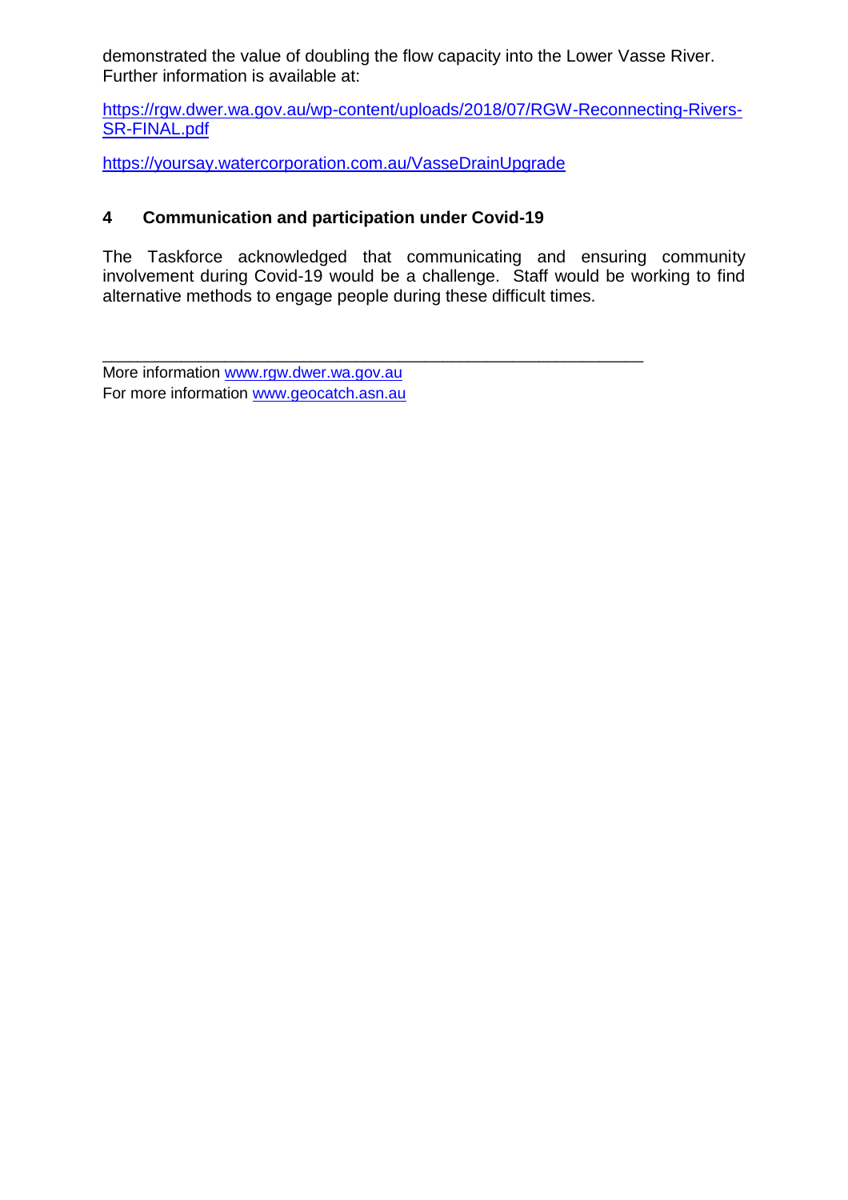demonstrated the value of doubling the flow capacity into the Lower Vasse River. Further information is available at:

https://rgw.dwer.wa.gov.au/wp-content/uploads/2018/07/RGW-Reconnecting-Rivers-SR-FINAL.pdf

https://yoursay.watercorporation.com.au/VasseDrainUpgrade

## 4 Communication and participation under Covid-19

The Taskforce acknowledged that communicating and ensuring community involvement during Covid-19 would be a challenge. Staff would be working to find alternative methods to engage people during these difficult times.

---

More information www.rgw.dwer.wa.gov.au
For more information www.geocatch.asn.au